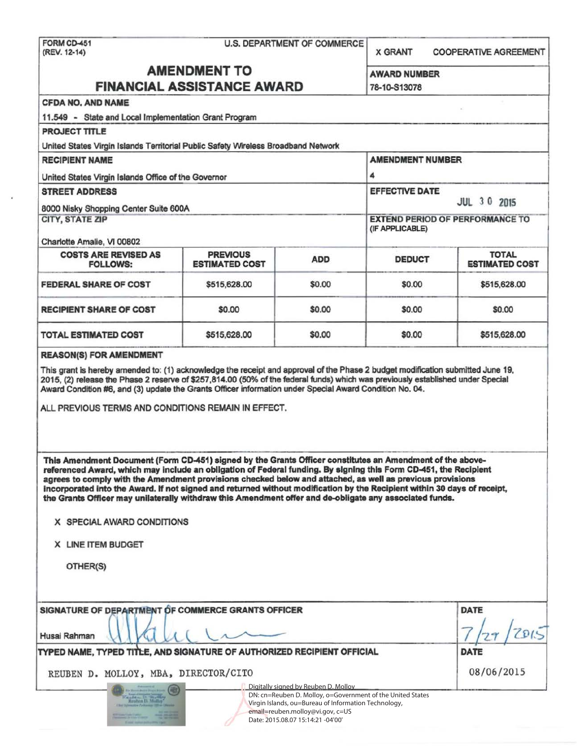FORM CD-451
(REV. 12-14)

U.S. DEPARTMENT OF COMMERCE

# AMENDMENT TO FINANCIAL ASSISTANCE AWARD

X GRANT    COOPERATIVE AGREEMENT

**AWARD NUMBER**
78-10-S13078

**CFDA NO. AND NAME**
11.549 - State and Local Implementation Grant Program

**PROJECT TITLE**
United States Virgin Islands Territorial Public Safety Wireless Broadband Network

**RECIPIENT NAME**
United States Virgin Islands Office of the Governor

**AMENDMENT NUMBER**
4

**STREET ADDRESS**
8000 Nisky Shopping Center Suite 600A

**EFFECTIVE DATE**
JUL 30 2015

**CITY, STATE ZIP**
Charlotte Amalie, VI 00802

**EXTEND PERIOD OF PERFORMANCE TO (IF APPLICABLE)**

| COSTS ARE REVISED AS FOLLOWS: | PREVIOUS ESTIMATED COST | ADD | DEDUCT | TOTAL ESTIMATED COST |
|---|---|---|---|---|
| FEDERAL SHARE OF COST | $515,628.00 | $0.00 | $0.00 | $515,628.00 |
| RECIPIENT SHARE OF COST | $0.00 | $0.00 | $0.00 | $0.00 |
| TOTAL ESTIMATED COST | $515,628.00 | $0.00 | $0.00 | $515,628.00 |

**REASON(S) FOR AMENDMENT**

This grant is hereby amended to: (1) acknowledge the receipt and approval of the Phase 2 budget modification submitted June 19, 2015, (2) release the Phase 2 reserve of $257,814.00 (50% of the federal funds) which was previously established under Special Award Condition #6, and (3) update the Grants Officer information under Special Award Condition No. 04.

ALL PREVIOUS TERMS AND CONDITIONS REMAIN IN EFFECT.

**This Amendment Document (Form CD-451) signed by the Grants Officer constitutes an Amendment of the above-referenced Award, which may include an obligation of Federal funding. By signing this Form CD-451, the Recipient agrees to comply with the Amendment provisions checked below and attached, as well as previous provisions incorporated into the Award. If not signed and returned without modification by the Recipient within 30 days of receipt, the Grants Officer may unilaterally withdraw this Amendment offer and de-obligate any associated funds.**

X SPECIAL AWARD CONDITIONS

X LINE ITEM BUDGET

OTHER(S)

**SIGNATURE OF DEPARTMENT OF COMMERCE GRANTS OFFICER**
Husai Rahman

**DATE**
7/29/2015

**TYPED NAME, TYPED TITLE, AND SIGNATURE OF AUTHORIZED RECIPIENT OFFICIAL**
REUBEN D. MOLLOY, MBA, DIRECTOR/CITO

**DATE**
08/06/2015

Digitally signed by Reuben D. Molloy
DN: cn=Reuben D. Molloy, o=Government of the United States Virgin Islands, ou=Bureau of Information Technology, email=reuben.molloy@vi.gov, c=US
Date: 2015.08.07 15:14:21 -04'00'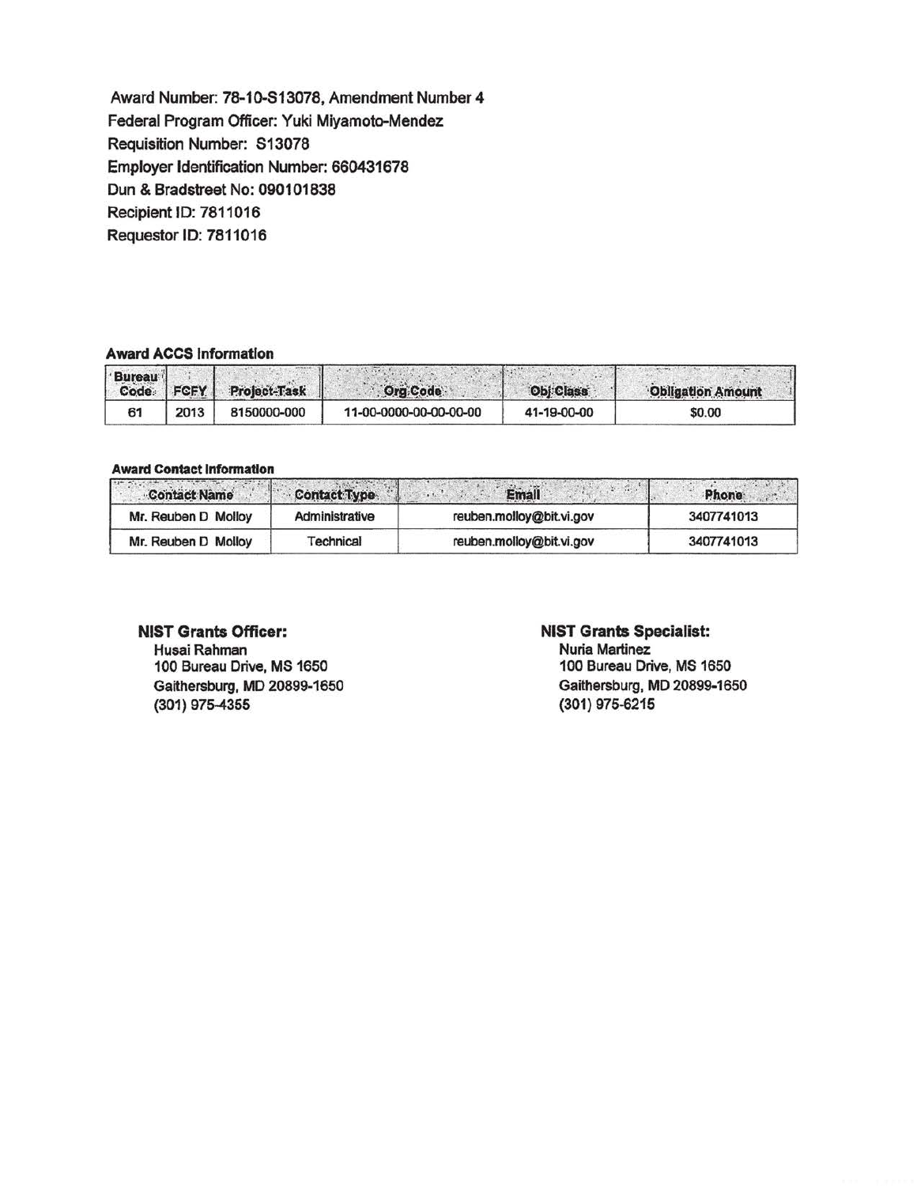Award Number: 78-10-S13078, Amendment Number 4
Federal Program Officer: Yuki Miyamoto-Mendez
Requisition Number: S13078
Employer Identification Number: 660431678
Dun & Bradstreet No: 090101838
Recipient ID: 7811016
Requestor ID: 7811016

**Award ACCS Information**

| Bureau Code | FCFY | Project-Task | Org Code | Obj Class | Obligation Amount |
|---|---|---|---|---|---|
| 61 | 2013 | 8150000-000 | 11-00-0000-00-00-00-00 | 41-19-00-00 | $0.00 |

**Award Contact Information**

| Contact Name | Contact Type | Email | Phone |
|---|---|---|---|
| Mr. Reuben D Molloy | Administrative | reuben.molloy@bit.vi.gov | 3407741013 |
| Mr. Reuben D Molloy | Technical | reuben.molloy@bit.vi.gov | 3407741013 |

**NIST Grants Officer:**
Husai Rahman
100 Bureau Drive, MS 1650
Gaithersburg, MD 20899-1650
(301) 975-4355

**NIST Grants Specialist:**
Nuria Martinez
100 Bureau Drive, MS 1650
Gaithersburg, MD 20899-1650
(301) 975-6215